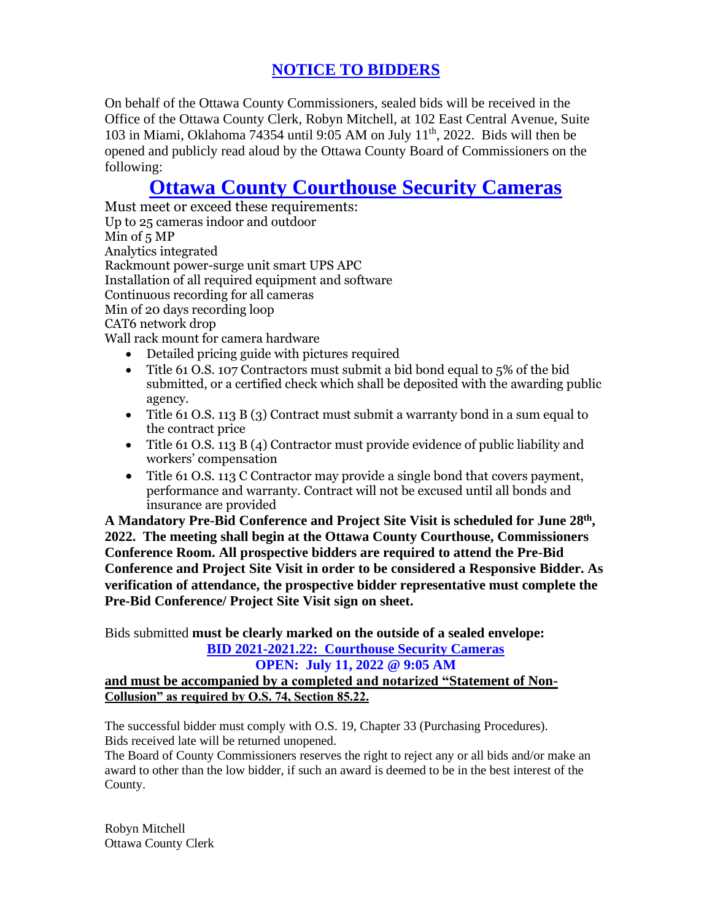# NOTICE TO BIDDERS

On behalf of the Ottawa County Commissioners, sealed bids will be received in the Office of the Ottawa County Clerk, Robyn Mitchell, at 102 East Central Avenue, Suite 103 in Miami, Oklahoma 74354 until 9:05 AM on July 11th, 2022. Bids will then be opened and publicly read aloud by the Ottawa County Board of Commissioners on the following:

## Ottawa County Courthouse Security Cameras

Must meet or exceed these requirements:
Up to 25 cameras indoor and outdoor
Min of 5 MP
Analytics integrated
Rackmount power-surge unit smart UPS APC
Installation of all required equipment and software
Continuous recording for all cameras
Min of 20 days recording loop
CAT6 network drop
Wall rack mount for camera hardware

- Detailed pricing guide with pictures required
- Title 61 O.S. 107 Contractors must submit a bid bond equal to 5% of the bid submitted, or a certified check which shall be deposited with the awarding public agency.
- Title 61 O.S. 113 B (3) Contract must submit a warranty bond in a sum equal to the contract price
- Title 61 O.S. 113 B (4) Contractor must provide evidence of public liability and workers' compensation
- Title 61 O.S. 113 C Contractor may provide a single bond that covers payment, performance and warranty. Contract will not be excused until all bonds and insurance are provided

**A Mandatory Pre-Bid Conference and Project Site Visit is scheduled for June 28th, 2022. The meeting shall begin at the Ottawa County Courthouse, Commissioners Conference Room. All prospective bidders are required to attend the Pre-Bid Conference and Project Site Visit in order to be considered a Responsive Bidder. As verification of attendance, the prospective bidder representative must complete the Pre-Bid Conference/ Project Site Visit sign on sheet.**

Bids submitted **must be clearly marked on the outside of a sealed envelope:**

**BID 2021-2021.22: Courthouse Security Cameras**

**OPEN: July 11, 2022 @ 9:05 AM**

**and must be accompanied by a completed and notarized "Statement of Non-Collusion" as required by O.S. 74, Section 85.22.**

The successful bidder must comply with O.S. 19, Chapter 33 (Purchasing Procedures).
Bids received late will be returned unopened.
The Board of County Commissioners reserves the right to reject any or all bids and/or make an award to other than the low bidder, if such an award is deemed to be in the best interest of the County.

Robyn Mitchell
Ottawa County Clerk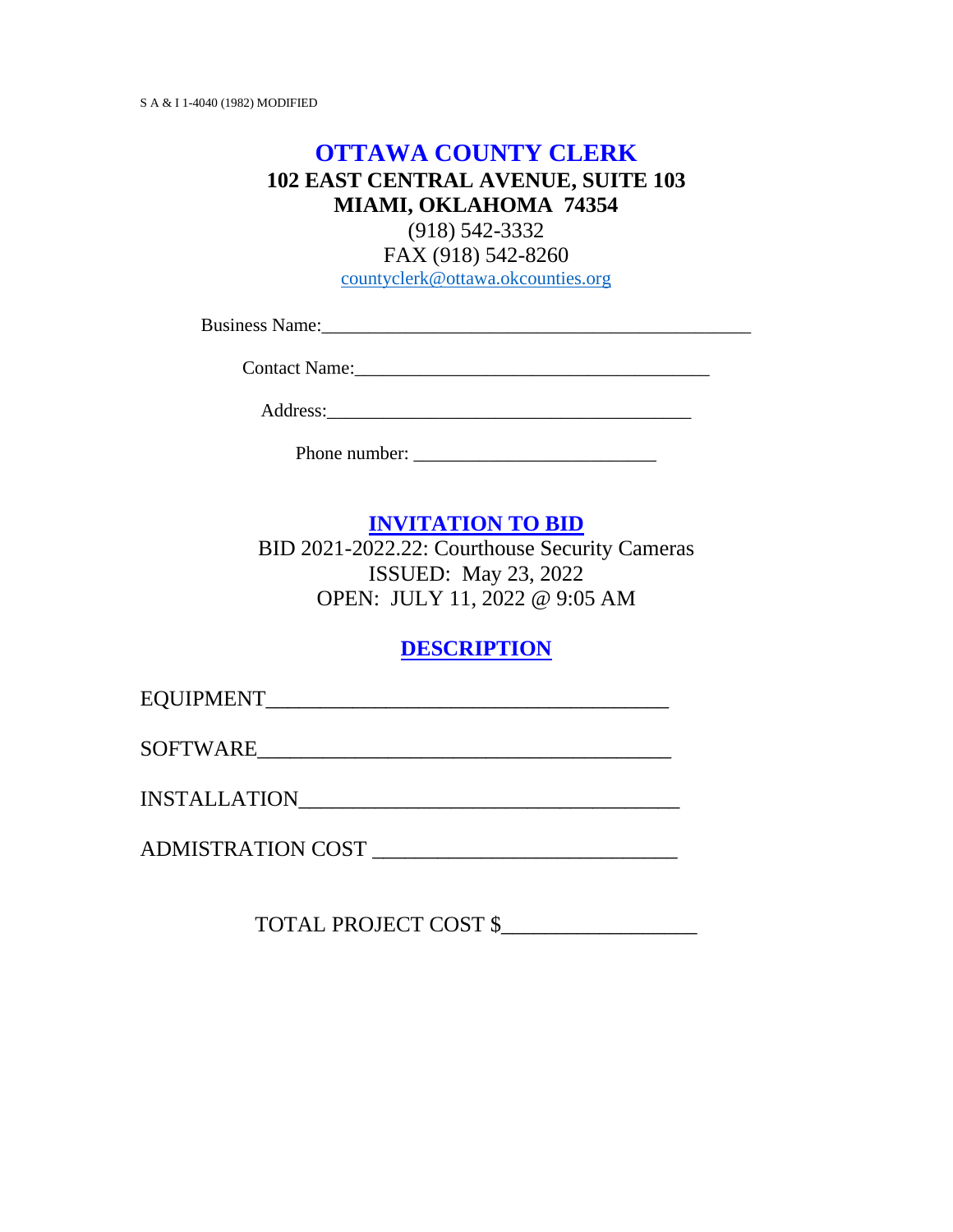S A & I 1-4040 (1982) MODIFIED

# OTTAWA COUNTY CLERK

**102 EAST CENTRAL AVENUE, SUITE 103**
**MIAMI, OKLAHOMA 74354**
(918) 542-3332
FAX (918) 542-8260
countyclerk@ottawa.okcounties.org

Business Name:_______________________________________________

Contact Name:_______________________________________

Address:________________________________________

Phone number: ___________________________

## INVITATION TO BID

BID 2021-2022.22: Courthouse Security Cameras
ISSUED: May 23, 2022
OPEN: JULY 11, 2022 @ 9:05 AM

## DESCRIPTION

EQUIPMENT____________________________________

SOFTWARE______________________________________

INSTALLATION__________________________________

ADMISTRATION COST ____________________________

TOTAL PROJECT COST $__________________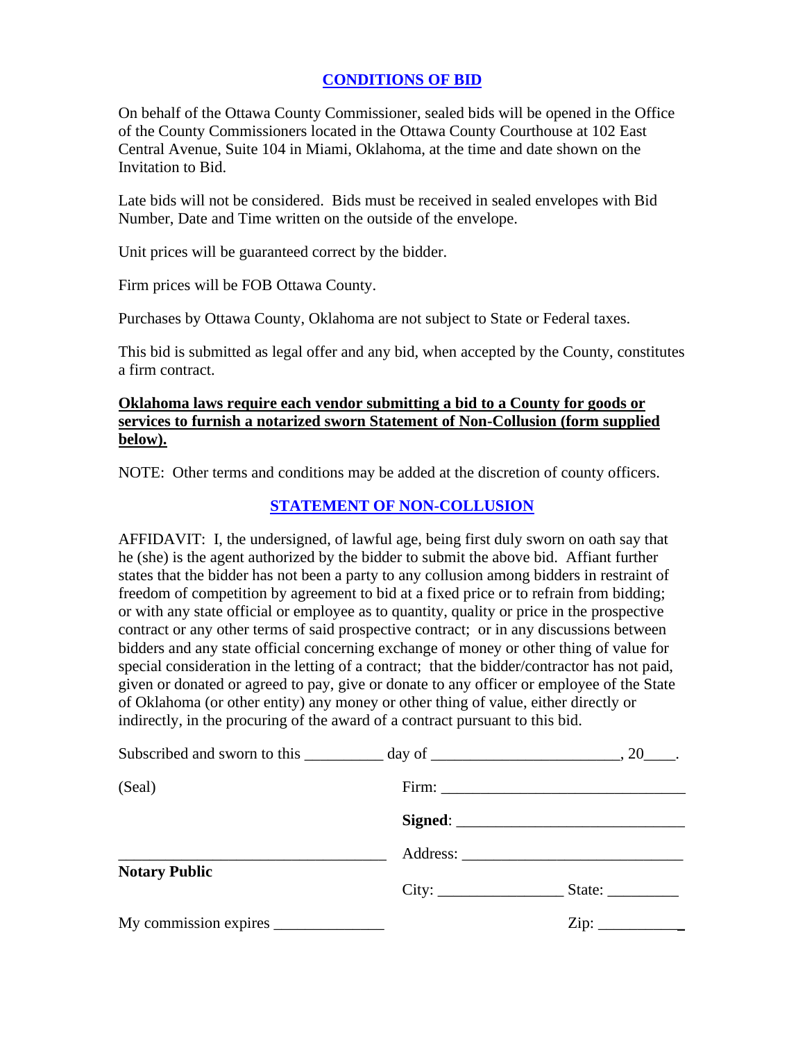## CONDITIONS OF BID

On behalf of the Ottawa County Commissioner, sealed bids will be opened in the Office of the County Commissioners located in the Ottawa County Courthouse at 102 East Central Avenue, Suite 104 in Miami, Oklahoma, at the time and date shown on the Invitation to Bid.

Late bids will not be considered. Bids must be received in sealed envelopes with Bid Number, Date and Time written on the outside of the envelope.

Unit prices will be guaranteed correct by the bidder.

Firm prices will be FOB Ottawa County.

Purchases by Ottawa County, Oklahoma are not subject to State or Federal taxes.

This bid is submitted as legal offer and any bid, when accepted by the County, constitutes a firm contract.

**Oklahoma laws require each vendor submitting a bid to a County for goods or services to furnish a notarized sworn Statement of Non-Collusion (form supplied below).**

NOTE: Other terms and conditions may be added at the discretion of county officers.

## STATEMENT OF NON-COLLUSION

AFFIDAVIT: I, the undersigned, of lawful age, being first duly sworn on oath say that he (she) is the agent authorized by the bidder to submit the above bid. Affiant further states that the bidder has not been a party to any collusion among bidders in restraint of freedom of competition by agreement to bid at a fixed price or to refrain from bidding; or with any state official or employee as to quantity, quality or price in the prospective contract or any other terms of said prospective contract; or in any discussions between bidders and any state official concerning exchange of money or other thing of value for special consideration in the letting of a contract; that the bidder/contractor has not paid, given or donated or agreed to pay, give or donate to any officer or employee of the State of Oklahoma (or other entity) any money or other thing of value, either directly or indirectly, in the procuring of the award of a contract pursuant to this bid.

Subscribed and sworn to this __________ day of ________________________, 20____.

(Seal)

Firm: _______________________________

**Signed**: _____________________________

_________________________________

**Notary Public**

Address: ____________________________

City: ________________ State: _________

My commission expires ______________

Zip: ___________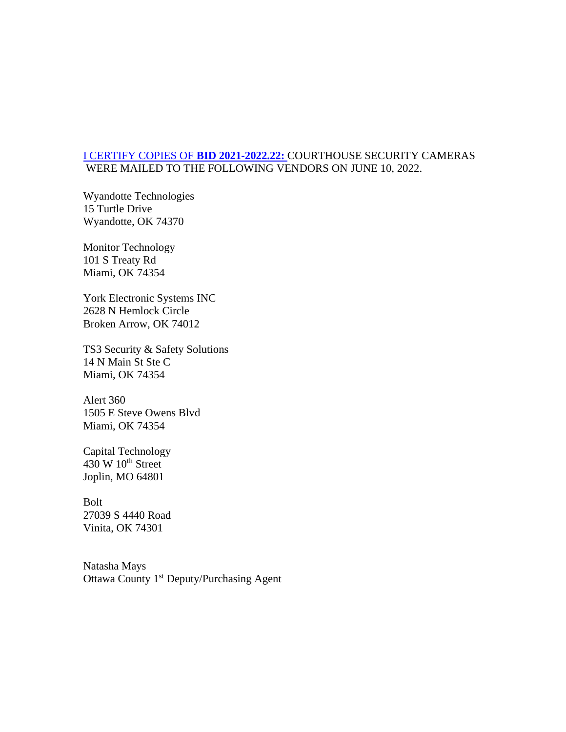I CERTIFY COPIES OF **BID 2021-2022.22:** COURTHOUSE SECURITY CAMERAS WERE MAILED TO THE FOLLOWING VENDORS ON JUNE 10, 2022.

Wyandotte Technologies
15 Turtle Drive
Wyandotte, OK 74370

Monitor Technology
101 S Treaty Rd
Miami, OK 74354

York Electronic Systems INC
2628 N Hemlock Circle
Broken Arrow, OK 74012

TS3 Security & Safety Solutions
14 N Main St Ste C
Miami, OK 74354

Alert 360
1505 E Steve Owens Blvd
Miami, OK 74354

Capital Technology
430 W 10th Street
Joplin, MO 64801

Bolt
27039 S 4440 Road
Vinita, OK 74301

Natasha Mays
Ottawa County 1st Deputy/Purchasing Agent